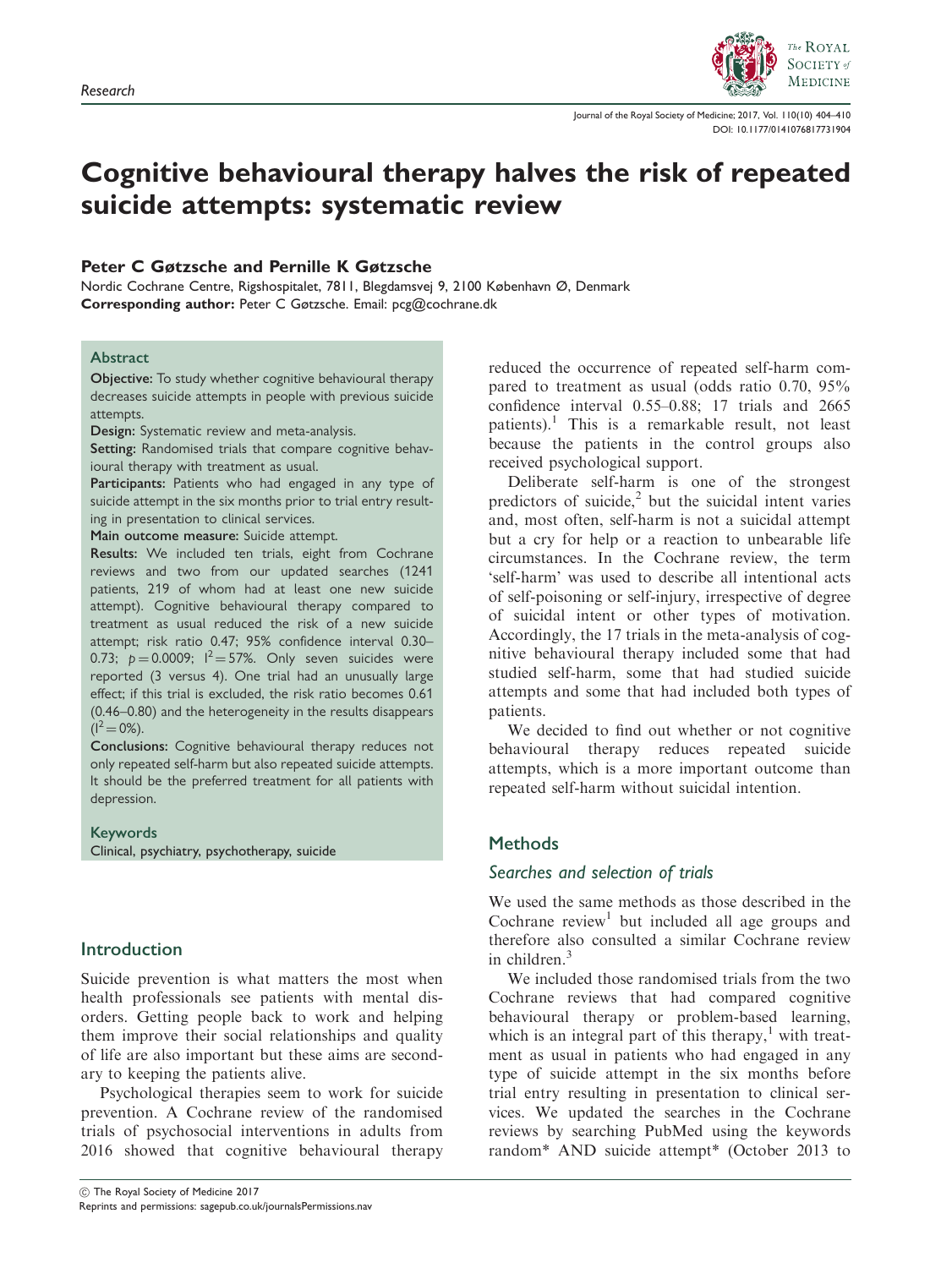Research

# Cognitive behavioural therapy halves the risk of repeated suicide attempts: systematic review

**Peter C Gøtzsche and Pernille K Gøtzsche**

Nordic Cochrane Centre, Rigshospitalet, 7811, Blegdamsvej 9, 2100 København Ø, Denmark
**Corresponding author:** Peter C Gøtzsche. Email: pcg@cochrane.dk

## Abstract

**Objective:** To study whether cognitive behavioural therapy decreases suicide attempts in people with previous suicide attempts.

**Design:** Systematic review and meta-analysis.

**Setting:** Randomised trials that compare cognitive behavioural therapy with treatment as usual.

**Participants:** Patients who had engaged in any type of suicide attempt in the six months prior to trial entry resulting in presentation to clinical services.

**Main outcome measure:** Suicide attempt.

**Results:** We included ten trials, eight from Cochrane reviews and two from our updated searches (1241 patients, 219 of whom had at least one new suicide attempt). Cognitive behavioural therapy compared to treatment as usual reduced the risk of a new suicide attempt; risk ratio 0.47; 95% confidence interval 0.30–0.73; $p = 0.0009$; $I^2 = 57\%$. Only seven suicides were reported (3 versus 4). One trial had an unusually large effect; if this trial is excluded, the risk ratio becomes 0.61 (0.46–0.80) and the heterogeneity in the results disappears ($I^2 = 0\%$).

**Conclusions:** Cognitive behavioural therapy reduces not only repeated self-harm but also repeated suicide attempts. It should be the preferred treatment for all patients with depression.

### Keywords

Clinical, psychiatry, psychotherapy, suicide

## Introduction

Suicide prevention is what matters the most when health professionals see patients with mental disorders. Getting people back to work and helping them improve their social relationships and quality of life are also important but these aims are secondary to keeping the patients alive.

Psychological therapies seem to work for suicide prevention. A Cochrane review of the randomised trials of psychosocial interventions in adults from 2016 showed that cognitive behavioural therapy reduced the occurrence of repeated self-harm compared to treatment as usual (odds ratio 0.70, 95% confidence interval 0.55–0.88; 17 trials and 2665 patients).[1] This is a remarkable result, not least because the patients in the control groups also received psychological support.

Deliberate self-harm is one of the strongest predictors of suicide,[2] but the suicidal intent varies and, most often, self-harm is not a suicidal attempt but a cry for help or a reaction to unbearable life circumstances. In the Cochrane review, the term 'self-harm' was used to describe all intentional acts of self-poisoning or self-injury, irrespective of degree of suicidal intent or other types of motivation. Accordingly, the 17 trials in the meta-analysis of cognitive behavioural therapy included some that had studied self-harm, some that had studied suicide attempts and some that had included both types of patients.

We decided to find out whether or not cognitive behavioural therapy reduces repeated suicide attempts, which is a more important outcome than repeated self-harm without suicidal intention.

## Methods

### Searches and selection of trials

We used the same methods as those described in the Cochrane review[1] but included all age groups and therefore also consulted a similar Cochrane review in children.[3]

We included those randomised trials from the two Cochrane reviews that had compared cognitive behavioural therapy or problem-based learning, which is an integral part of this therapy,[1] with treatment as usual in patients who had engaged in any type of suicide attempt in the six months before trial entry resulting in presentation to clinical services. We updated the searches in the Cochrane reviews by searching PubMed using the keywords random* AND suicide attempt* (October 2013 to

© The Royal Society of Medicine 2017
Reprints and permissions: sagepub.co.uk/journalsPermissions.nav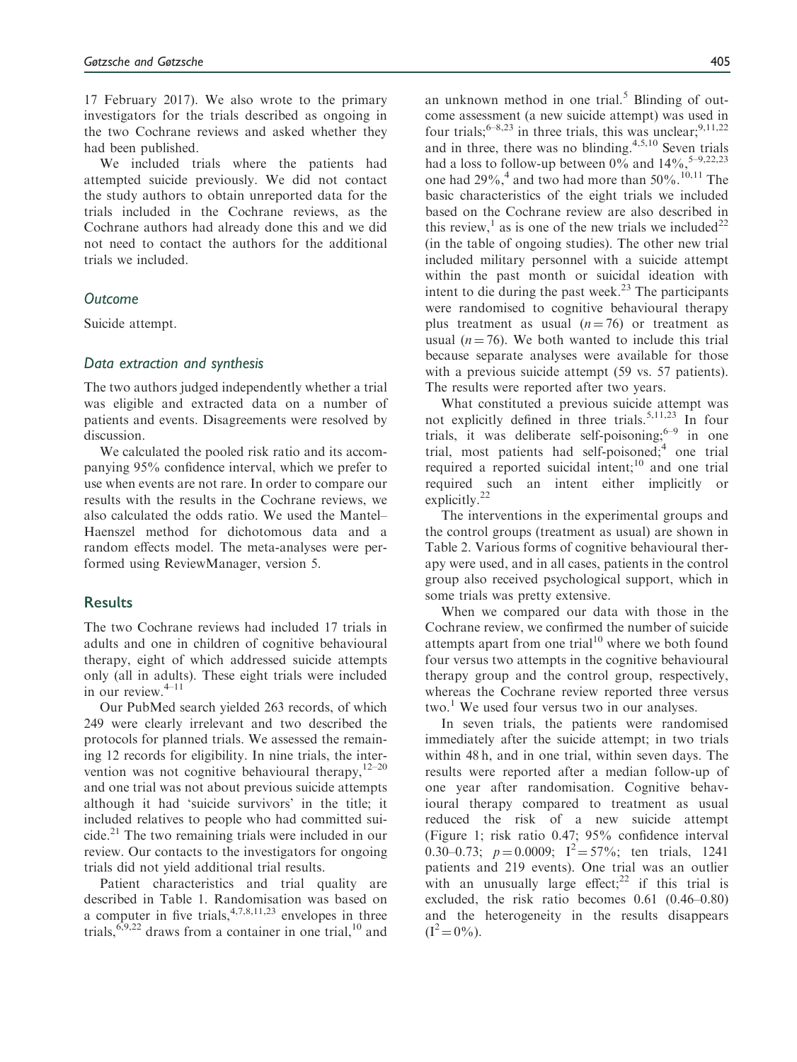17 February 2017). We also wrote to the primary investigators for the trials described as ongoing in the two Cochrane reviews and asked whether they had been published.

We included trials where the patients had attempted suicide previously. We did not contact the study authors to obtain unreported data for the trials included in the Cochrane reviews, as the Cochrane authors had already done this and we did not need to contact the authors for the additional trials we included.

### *Outcome*

Suicide attempt.

### *Data extraction and synthesis*

The two authors judged independently whether a trial was eligible and extracted data on a number of patients and events. Disagreements were resolved by discussion.

We calculated the pooled risk ratio and its accompanying 95% confidence interval, which we prefer to use when events are not rare. In order to compare our results with the results in the Cochrane reviews, we also calculated the odds ratio. We used the Mantel–Haenszel method for dichotomous data and a random effects model. The meta-analyses were performed using ReviewManager, version 5.

## Results

The two Cochrane reviews had included 17 trials in adults and one in children of cognitive behavioural therapy, eight of which addressed suicide attempts only (all in adults). These eight trials were included in our review.[4–11]

Our PubMed search yielded 263 records, of which 249 were clearly irrelevant and two described the protocols for planned trials. We assessed the remaining 12 records for eligibility. In nine trials, the intervention was not cognitive behavioural therapy,[12–20] and one trial was not about previous suicide attempts although it had 'suicide survivors' in the title; it included relatives to people who had committed suicide.[21] The two remaining trials were included in our review. Our contacts to the investigators for ongoing trials did not yield additional trial results.

Patient characteristics and trial quality are described in Table 1. Randomisation was based on a computer in five trials,[4,7,8,11,23] envelopes in three trials,[6,9,22] draws from a container in one trial,[10] and an unknown method in one trial.[5] Blinding of outcome assessment (a new suicide attempt) was used in four trials;[6–8,23] in three trials, this was unclear;[9,11,22] and in three, there was no blinding.[4,5,10] Seven trials had a loss to follow-up between 0% and 14%,[5–9,22,23] one had 29%,[4] and two had more than 50%.[10,11] The basic characteristics of the eight trials we included based on the Cochrane review are also described in this review,[1] as is one of the new trials we included[22] (in the table of ongoing studies). The other new trial included military personnel with a suicide attempt within the past month or suicidal ideation with intent to die during the past week.[23] The participants were randomised to cognitive behavioural therapy plus treatment as usual ($n = 76$) or treatment as usual ($n = 76$). We both wanted to include this trial because separate analyses were available for those with a previous suicide attempt (59 vs. 57 patients). The results were reported after two years.

What constituted a previous suicide attempt was not explicitly defined in three trials.[5,11,23] In four trials, it was deliberate self-poisoning;[6–9] in one trial, most patients had self-poisoned;[4] one trial required a reported suicidal intent;[10] and one trial required such an intent either implicitly or explicitly.[22]

The interventions in the experimental groups and the control groups (treatment as usual) are shown in Table 2. Various forms of cognitive behavioural therapy were used, and in all cases, patients in the control group also received psychological support, which in some trials was pretty extensive.

When we compared our data with those in the Cochrane review, we confirmed the number of suicide attempts apart from one trial[10] where we both found four versus two attempts in the cognitive behavioural therapy group and the control group, respectively, whereas the Cochrane review reported three versus two.[1] We used four versus two in our analyses.

In seven trials, the patients were randomised immediately after the suicide attempt; in two trials within 48 h, and in one trial, within seven days. The results were reported after a median follow-up of one year after randomisation. Cognitive behavioural therapy compared to treatment as usual reduced the risk of a new suicide attempt (Figure 1; risk ratio 0.47; 95% confidence interval 0.30–0.73; $p = 0.0009$; $I^2 = 57\%$; ten trials, 1241 patients and 219 events). One trial was an outlier with an unusually large effect;[22] if this trial is excluded, the risk ratio becomes 0.61 (0.46–0.80) and the heterogeneity in the results disappears ($I^2 = 0\%$).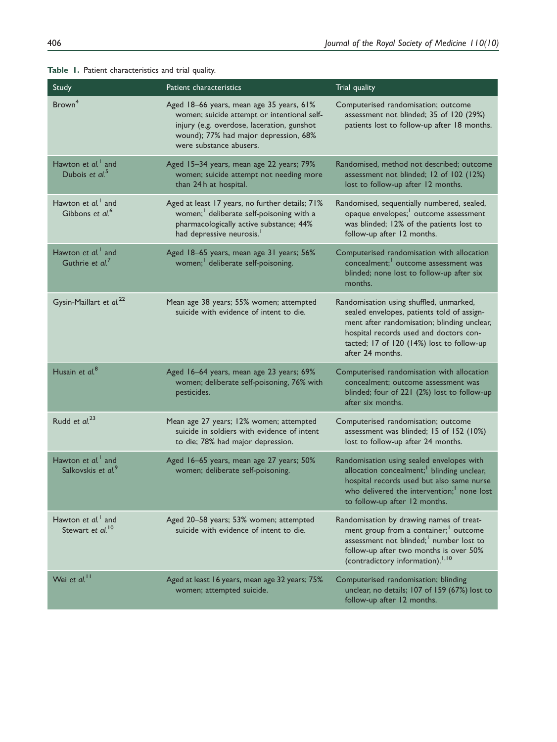**Table 1.** Patient characteristics and trial quality.

| Study | Patient characteristics | Trial quality |
|---|---|---|
| Brown[4] | Aged 18–66 years, mean age 35 years, 61% women; suicide attempt or intentional self-injury (e.g. overdose, laceration, gunshot wound); 77% had major depression, 68% were substance abusers. | Computerised randomisation; outcome assessment not blinded; 35 of 120 (29%) patients lost to follow-up after 18 months. |
| Hawton *et al.*[1] and Dubois *et al.*[5] | Aged 15–34 years, mean age 22 years; 79% women; suicide attempt not needing more than 24 h at hospital. | Randomised, method not described; outcome assessment not blinded; 12 of 102 (12%) lost to follow-up after 12 months. |
| Hawton *et al.*[1] and Gibbons *et al.*[6] | Aged at least 17 years, no further details; 71% women;[1] deliberate self-poisoning with a pharmacologically active substance; 44% had depressive neurosis.[1] | Randomised, sequentially numbered, sealed, opaque envelopes;[1] outcome assessment was blinded; 12% of the patients lost to follow-up after 12 months. |
| Hawton *et al.*[1] and Guthrie *et al.*[7] | Aged 18–65 years, mean age 31 years; 56% women;[1] deliberate self-poisoning. | Computerised randomisation with allocation concealment;[1] outcome assessment was blinded; none lost to follow-up after six months. |
| Gysin-Maillart *et al.*[22] | Mean age 38 years; 55% women; attempted suicide with evidence of intent to die. | Randomisation using shuffled, unmarked, sealed envelopes, patients told of assignment after randomisation; blinding unclear, hospital records used and doctors contacted; 17 of 120 (14%) lost to follow-up after 24 months. |
| Husain *et al.*[8] | Aged 16–64 years, mean age 23 years; 69% women; deliberate self-poisoning, 76% with pesticides. | Computerised randomisation with allocation concealment; outcome assessment was blinded; four of 221 (2%) lost to follow-up after six months. |
| Rudd *et al.*[23] | Mean age 27 years; 12% women; attempted suicide in soldiers with evidence of intent to die; 78% had major depression. | Computerised randomisation; outcome assessment was blinded; 15 of 152 (10%) lost to follow-up after 24 months. |
| Hawton *et al.*[1] and Salkovskis *et al.*[9] | Aged 16–65 years, mean age 27 years; 50% women; deliberate self-poisoning. | Randomisation using sealed envelopes with allocation concealment;[1] blinding unclear, hospital records used but also same nurse who delivered the intervention;[1] none lost to follow-up after 12 months. |
| Hawton *et al.*[1] and Stewart *et al.*[10] | Aged 20–58 years; 53% women; attempted suicide with evidence of intent to die. | Randomisation by drawing names of treatment group from a container;[1] outcome assessment not blinded;[1] number lost to follow-up after two months is over 50% (contradictory information).[1,10] |
| Wei *et al.*[11] | Aged at least 16 years, mean age 32 years; 75% women; attempted suicide. | Computerised randomisation; blinding unclear, no details; 107 of 159 (67%) lost to follow-up after 12 months. |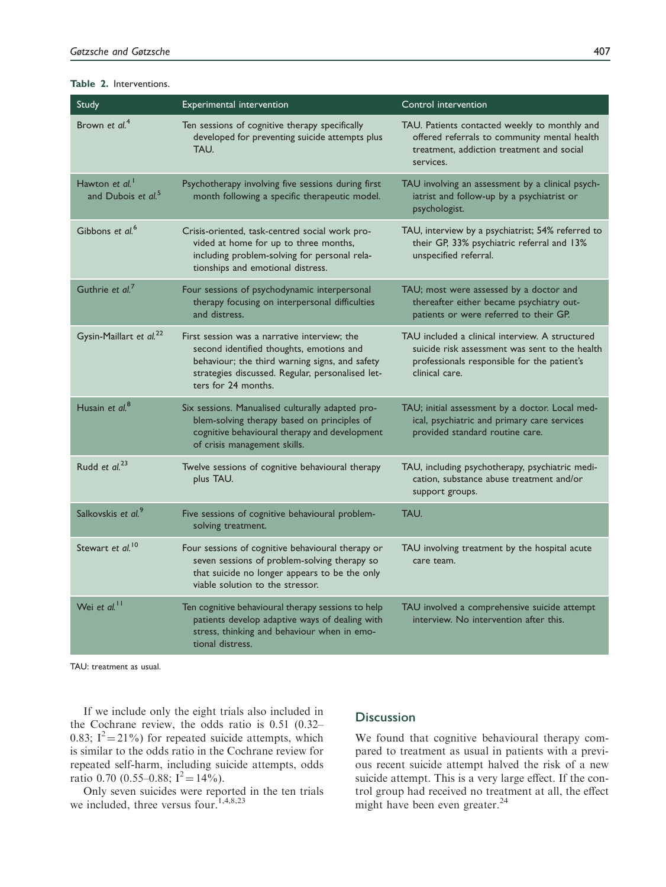**Table 2.** Interventions.

| Study | Experimental intervention | Control intervention |
|---|---|---|
| Brown *et al.*[4] | Ten sessions of cognitive therapy specifically developed for preventing suicide attempts plus TAU. | TAU. Patients contacted weekly to monthly and offered referrals to community mental health treatment, addiction treatment and social services. |
| Hawton *et al.*[1] and Dubois *et al.*[5] | Psychotherapy involving five sessions during first month following a specific therapeutic model. | TAU involving an assessment by a clinical psychiatrist and follow-up by a psychiatrist or psychologist. |
| Gibbons *et al.*[6] | Crisis-oriented, task-centred social work provided at home for up to three months, including problem-solving for personal relationships and emotional distress. | TAU, interview by a psychiatrist; 54% referred to their GP, 33% psychiatric referral and 13% unspecified referral. |
| Guthrie *et al.*[7] | Four sessions of psychodynamic interpersonal therapy focusing on interpersonal difficulties and distress. | TAU; most were assessed by a doctor and thereafter either became psychiatry outpatients or were referred to their GP. |
| Gysin-Maillart *et al.*[22] | First session was a narrative interview; the second identified thoughts, emotions and behaviour; the third warning signs, and safety strategies discussed. Regular, personalised letters for 24 months. | TAU included a clinical interview. A structured suicide risk assessment was sent to the health professionals responsible for the patient's clinical care. |
| Husain *et al.*[8] | Six sessions. Manualised culturally adapted problem-solving therapy based on principles of cognitive behavioural therapy and development of crisis management skills. | TAU; initial assessment by a doctor. Local medical, psychiatric and primary care services provided standard routine care. |
| Rudd *et al.*[23] | Twelve sessions of cognitive behavioural therapy plus TAU. | TAU, including psychotherapy, psychiatric medication, substance abuse treatment and/or support groups. |
| Salkovskis *et al.*[9] | Five sessions of cognitive behavioural problem-solving treatment. | TAU. |
| Stewart *et al.*[10] | Four sessions of cognitive behavioural therapy or seven sessions of problem-solving therapy so that suicide no longer appears to be the only viable solution to the stressor. | TAU involving treatment by the hospital acute care team. |
| Wei *et al.*[11] | Ten cognitive behavioural therapy sessions to help patients develop adaptive ways of dealing with stress, thinking and behaviour when in emotional distress. | TAU involved a comprehensive suicide attempt interview. No intervention after this. |

TAU: treatment as usual.

If we include only the eight trials also included in the Cochrane review, the odds ratio is 0.51 (0.32–0.83; $I^2 = 21\%$) for repeated suicide attempts, which is similar to the odds ratio in the Cochrane review for repeated self-harm, including suicide attempts, odds ratio 0.70 (0.55–0.88; $I^2 = 14\%$).

Only seven suicides were reported in the ten trials we included, three versus four.[1,4,8,23]

## Discussion

We found that cognitive behavioural therapy compared to treatment as usual in patients with a previous recent suicide attempt halved the risk of a new suicide attempt. This is a very large effect. If the control group had received no treatment at all, the effect might have been even greater.[24]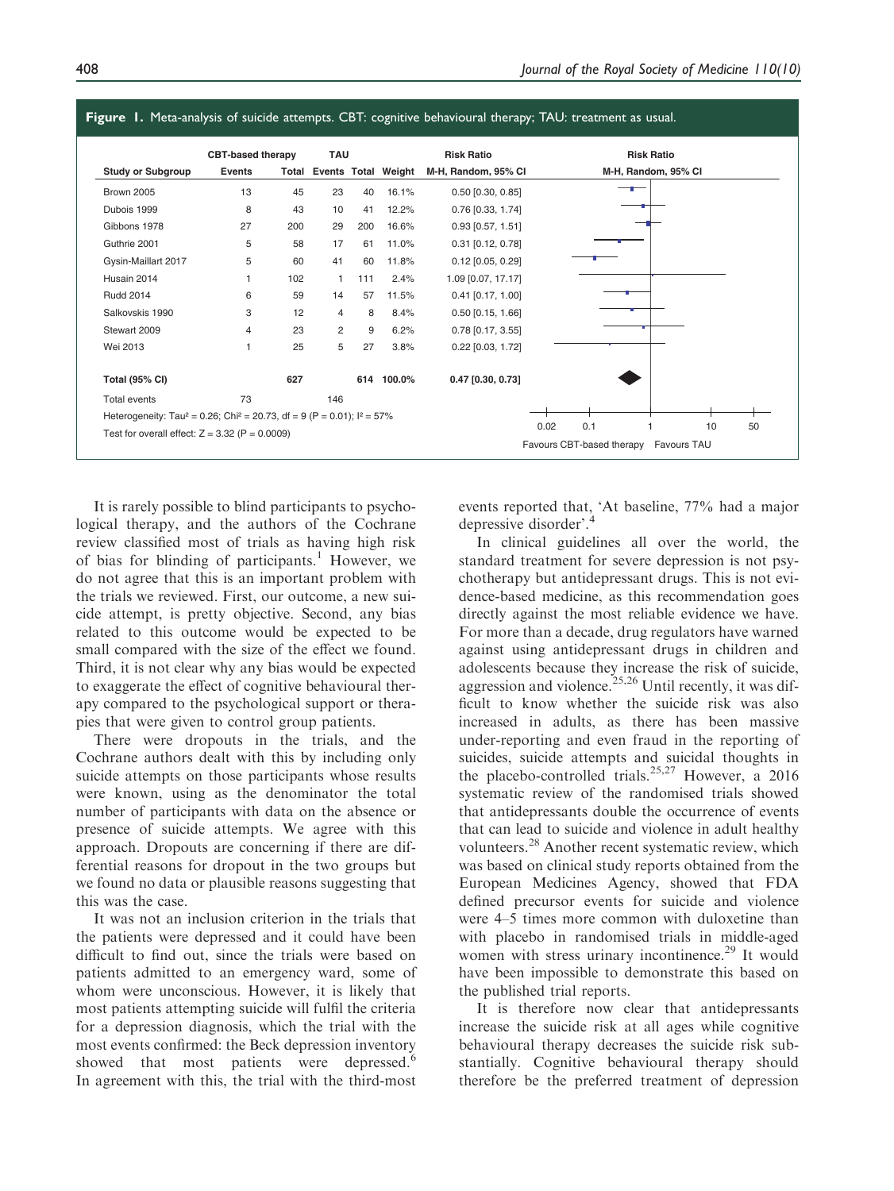**Figure 1.** Meta-analysis of suicide attempts. CBT: cognitive behavioural therapy; TAU: treatment as usual.

| Study or Subgroup | CBT-based therapy Events | CBT-based therapy Total | TAU Events | TAU Total | Weight | Risk Ratio M-H, Random, 95% CI |
|---|---|---|---|---|---|---|
| Brown 2005 | 13 | 45 | 23 | 40 | 16.1% | 0.50 [0.30, 0.85] |
| Dubois 1999 | 8 | 43 | 10 | 41 | 12.2% | 0.76 [0.33, 1.74] |
| Gibbons 1978 | 27 | 200 | 29 | 200 | 16.6% | 0.93 [0.57, 1.51] |
| Guthrie 2001 | 5 | 58 | 17 | 61 | 11.0% | 0.31 [0.12, 0.78] |
| Gysin-Maillart 2017 | 5 | 60 | 41 | 60 | 11.8% | 0.12 [0.05, 0.29] |
| Husain 2014 | 1 | 102 | 1 | 111 | 2.4% | 1.09 [0.07, 17.17] |
| Rudd 2014 | 6 | 59 | 14 | 57 | 11.5% | 0.41 [0.17, 1.00] |
| Salkovskis 1990 | 3 | 12 | 4 | 8 | 8.4% | 0.50 [0.15, 1.66] |
| Stewart 2009 | 4 | 23 | 2 | 9 | 6.2% | 0.78 [0.17, 3.55] |
| Wei 2013 | 1 | 25 | 5 | 27 | 3.8% | 0.22 [0.03, 1.72] |
| **Total (95% CI)** | | **627** | | **614** | **100.0%** | **0.47 [0.30, 0.73]** |
| Total events | 73 | | 146 | | | |

Heterogeneity: $Tau^2 = 0.26$; $Chi^2 = 20.73$, $df = 9$ ($P = 0.01$); $I^2 = 57\%$

Test for overall effect: $Z = 3.32$ ($P = 0.0009$)

Favours CBT-based therapy | Favours TAU

It is rarely possible to blind participants to psychological therapy, and the authors of the Cochrane review classified most of trials as having high risk of bias for blinding of participants.[1] However, we do not agree that this is an important problem with the trials we reviewed. First, our outcome, a new suicide attempt, is pretty objective. Second, any bias related to this outcome would be expected to be small compared with the size of the effect we found. Third, it is not clear why any bias would be expected to exaggerate the effect of cognitive behavioural therapy compared to the psychological support or therapies that were given to control group patients.

There were dropouts in the trials, and the Cochrane authors dealt with this by including only suicide attempts on those participants whose results were known, using as the denominator the total number of participants with data on the absence or presence of suicide attempts. We agree with this approach. Dropouts are concerning if there are differential reasons for dropout in the two groups but we found no data or plausible reasons suggesting that this was the case.

It was not an inclusion criterion in the trials that the patients were depressed and it could have been difficult to find out, since the trials were based on patients admitted to an emergency ward, some of whom were unconscious. However, it is likely that most patients attempting suicide will fulfil the criteria for a depression diagnosis, which the trial with the most events confirmed: the Beck depression inventory showed that most patients were depressed.[6] In agreement with this, the trial with the third-most events reported that, 'At baseline, 77% had a major depressive disorder'.[4]

In clinical guidelines all over the world, the standard treatment for severe depression is not psychotherapy but antidepressant drugs. This is not evidence-based medicine, as this recommendation goes directly against the most reliable evidence we have. For more than a decade, drug regulators have warned against using antidepressant drugs in children and adolescents because they increase the risk of suicide, aggression and violence.[25,26] Until recently, it was difficult to know whether the suicide risk was also increased in adults, as there has been massive under-reporting and even fraud in the reporting of suicides, suicide attempts and suicidal thoughts in the placebo-controlled trials.[25,27] However, a 2016 systematic review of the randomised trials showed that antidepressants double the occurrence of events that can lead to suicide and violence in adult healthy volunteers.[28] Another recent systematic review, which was based on clinical study reports obtained from the European Medicines Agency, showed that FDA defined precursor events for suicide and violence were 4–5 times more common with duloxetine than with placebo in randomised trials in middle-aged women with stress urinary incontinence.[29] It would have been impossible to demonstrate this based on the published trial reports.

It is therefore now clear that antidepressants increase the suicide risk at all ages while cognitive behavioural therapy decreases the suicide risk substantially. Cognitive behavioural therapy should therefore be the preferred treatment of depression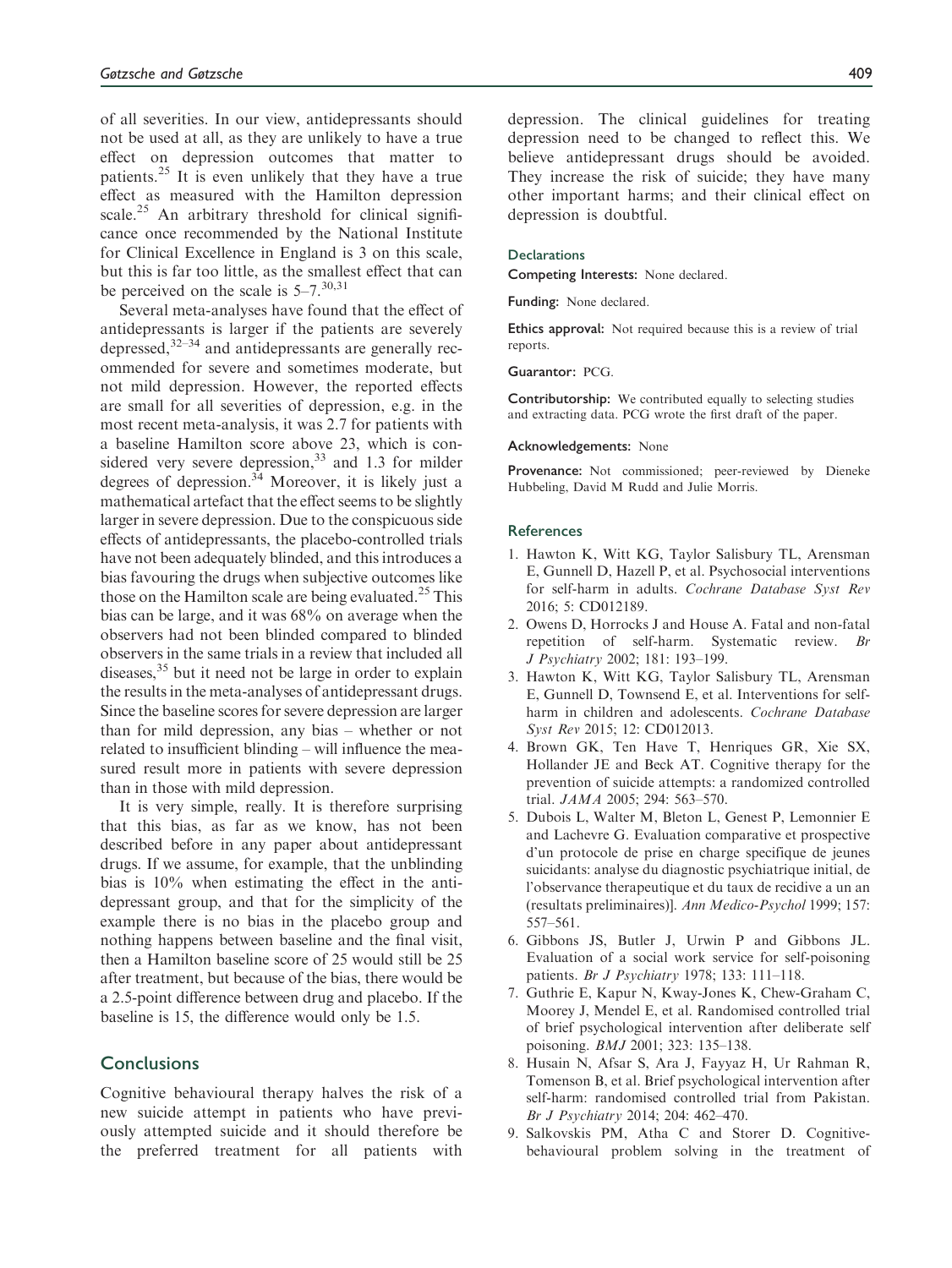of all severities. In our view, antidepressants should not be used at all, as they are unlikely to have a true effect on depression outcomes that matter to patients.[25] It is even unlikely that they have a true effect as measured with the Hamilton depression scale.[25] An arbitrary threshold for clinical significance once recommended by the National Institute for Clinical Excellence in England is 3 on this scale, but this is far too little, as the smallest effect that can be perceived on the scale is 5–7.[30,31]

Several meta-analyses have found that the effect of antidepressants is larger if the patients are severely depressed,[32–34] and antidepressants are generally recommended for severe and sometimes moderate, but not mild depression. However, the reported effects are small for all severities of depression, e.g. in the most recent meta-analysis, it was 2.7 for patients with a baseline Hamilton score above 23, which is considered very severe depression,[33] and 1.3 for milder degrees of depression.[34] Moreover, it is likely just a mathematical artefact that the effect seems to be slightly larger in severe depression. Due to the conspicuous side effects of antidepressants, the placebo-controlled trials have not been adequately blinded, and this introduces a bias favouring the drugs when subjective outcomes like those on the Hamilton scale are being evaluated.[25] This bias can be large, and it was 68% on average when the observers had not been blinded compared to blinded observers in the same trials in a review that included all diseases,[35] but it need not be large in order to explain the results in the meta-analyses of antidepressant drugs. Since the baseline scores for severe depression are larger than for mild depression, any bias – whether or not related to insufficient blinding – will influence the measured result more in patients with severe depression than in those with mild depression.

It is very simple, really. It is therefore surprising that this bias, as far as we know, has not been described before in any paper about antidepressant drugs. If we assume, for example, that the unblinding bias is 10% when estimating the effect in the antidepressant group, and that for the simplicity of the example there is no bias in the placebo group and nothing happens between baseline and the final visit, then a Hamilton baseline score of 25 would still be 25 after treatment, but because of the bias, there would be a 2.5-point difference between drug and placebo. If the baseline is 15, the difference would only be 1.5.

## Conclusions

Cognitive behavioural therapy halves the risk of a new suicide attempt in patients who have previously attempted suicide and it should therefore be the preferred treatment for all patients with depression. The clinical guidelines for treating depression need to be changed to reflect this. We believe antidepressant drugs should be avoided. They increase the risk of suicide; they have many other important harms; and their clinical effect on depression is doubtful.

### Declarations

**Competing Interests:** None declared.

**Funding:** None declared.

**Ethics approval:** Not required because this is a review of trial reports.

**Guarantor:** PCG.

**Contributorship:** We contributed equally to selecting studies and extracting data. PCG wrote the first draft of the paper.

**Acknowledgements:** None

**Provenance:** Not commissioned; peer-reviewed by Dieneke Hubbeling, David M Rudd and Julie Morris.

### References

1. Hawton K, Witt KG, Taylor Salisbury TL, Arensman E, Gunnell D, Hazell P, et al. Psychosocial interventions for self-harm in adults. *Cochrane Database Syst Rev* 2016; 5: CD012189.
2. Owens D, Horrocks J and House A. Fatal and non-fatal repetition of self-harm. Systematic review. *Br J Psychiatry* 2002; 181: 193–199.
3. Hawton K, Witt KG, Taylor Salisbury TL, Arensman E, Gunnell D, Townsend E, et al. Interventions for self-harm in children and adolescents. *Cochrane Database Syst Rev* 2015; 12: CD012013.
4. Brown GK, Ten Have T, Henriques GR, Xie SX, Hollander JE and Beck AT. Cognitive therapy for the prevention of suicide attempts: a randomized controlled trial. *JAMA* 2005; 294: 563–570.
5. Dubois L, Walter M, Bleton L, Genest P, Lemonnier E and Lachevre G. Evaluation comparative et prospective d'un protocole de prise en charge specifique de jeunes suicidants: analyse du diagnostic psychiatrique initial, de l'observance therapeutique et du taux de recidive a un an (resultats preliminaires)]. *Ann Medico-Psychol* 1999; 157: 557–561.
6. Gibbons JS, Butler J, Urwin P and Gibbons JL. Evaluation of a social work service for self-poisoning patients. *Br J Psychiatry* 1978; 133: 111–118.
7. Guthrie E, Kapur N, Kway-Jones K, Chew-Graham C, Moorey J, Mendel E, et al. Randomised controlled trial of brief psychological intervention after deliberate self poisoning. *BMJ* 2001; 323: 135–138.
8. Husain N, Afsar S, Ara J, Fayyaz H, Ur Rahman R, Tomenson B, et al. Brief psychological intervention after self-harm: randomised controlled trial from Pakistan. *Br J Psychiatry* 2014; 204: 462–470.
9. Salkovskis PM, Atha C and Storer D. Cognitive-behavioural problem solving in the treatment of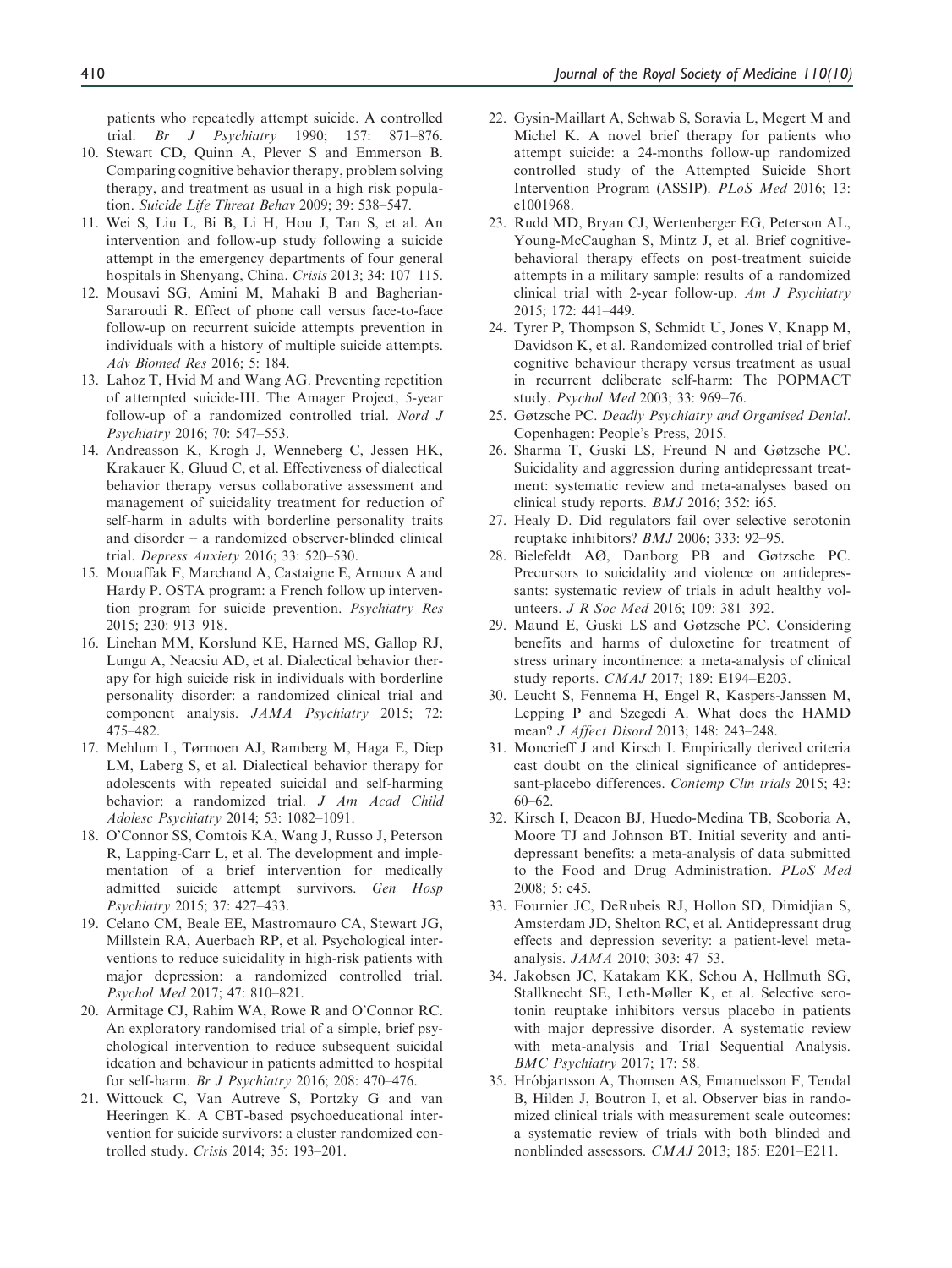patients who repeatedly attempt suicide. A controlled trial. *Br J Psychiatry* 1990; 157: 871–876.

10. Stewart CD, Quinn A, Plever S and Emmerson B. Comparing cognitive behavior therapy, problem solving therapy, and treatment as usual in a high risk population. *Suicide Life Threat Behav* 2009; 39: 538–547.
11. Wei S, Liu L, Bi B, Li H, Hou J, Tan S, et al. An intervention and follow-up study following a suicide attempt in the emergency departments of four general hospitals in Shenyang, China. *Crisis* 2013; 34: 107–115.
12. Mousavi SG, Amini M, Mahaki B and Bagherian-Sararoudi R. Effect of phone call versus face-to-face follow-up on recurrent suicide attempts prevention in individuals with a history of multiple suicide attempts. *Adv Biomed Res* 2016; 5: 184.
13. Lahoz T, Hvid M and Wang AG. Preventing repetition of attempted suicide-III. The Amager Project, 5-year follow-up of a randomized controlled trial. *Nord J Psychiatry* 2016; 70: 547–553.
14. Andreasson K, Krogh J, Wenneberg C, Jessen HK, Krakauer K, Gluud C, et al. Effectiveness of dialectical behavior therapy versus collaborative assessment and management of suicidality treatment for reduction of self-harm in adults with borderline personality traits and disorder – a randomized observer-blinded clinical trial. *Depress Anxiety* 2016; 33: 520–530.
15. Mouaffak F, Marchand A, Castaigne E, Arnoux A and Hardy P. OSTA program: a French follow up intervention program for suicide prevention. *Psychiatry Res* 2015; 230: 913–918.
16. Linehan MM, Korslund KE, Harned MS, Gallop RJ, Lungu A, Neacsiu AD, et al. Dialectical behavior therapy for high suicide risk in individuals with borderline personality disorder: a randomized clinical trial and component analysis. *JAMA Psychiatry* 2015; 72: 475–482.
17. Mehlum L, Tørmoen AJ, Ramberg M, Haga E, Diep LM, Laberg S, et al. Dialectical behavior therapy for adolescents with repeated suicidal and self-harming behavior: a randomized trial. *J Am Acad Child Adolesc Psychiatry* 2014; 53: 1082–1091.
18. O'Connor SS, Comtois KA, Wang J, Russo J, Peterson R, Lapping-Carr L, et al. The development and implementation of a brief intervention for medically admitted suicide attempt survivors. *Gen Hosp Psychiatry* 2015; 37: 427–433.
19. Celano CM, Beale EE, Mastromauro CA, Stewart JG, Millstein RA, Auerbach RP, et al. Psychological interventions to reduce suicidality in high-risk patients with major depression: a randomized controlled trial. *Psychol Med* 2017; 47: 810–821.
20. Armitage CJ, Rahim WA, Rowe R and O'Connor RC. An exploratory randomised trial of a simple, brief psychological intervention to reduce subsequent suicidal ideation and behaviour in patients admitted to hospital for self-harm. *Br J Psychiatry* 2016; 208: 470–476.
21. Wittouck C, Van Autreve S, Portzky G and van Heeringen K. A CBT-based psychoeducational intervention for suicide survivors: a cluster randomized controlled study. *Crisis* 2014; 35: 193–201.
22. Gysin-Maillart A, Schwab S, Soravia L, Megert M and Michel K. A novel brief therapy for patients who attempt suicide: a 24-months follow-up randomized controlled study of the Attempted Suicide Short Intervention Program (ASSIP). *PLoS Med* 2016; 13: e1001968.
23. Rudd MD, Bryan CJ, Wertenberger EG, Peterson AL, Young-McCaughan S, Mintz J, et al. Brief cognitive-behavioral therapy effects on post-treatment suicide attempts in a military sample: results of a randomized clinical trial with 2-year follow-up. *Am J Psychiatry* 2015; 172: 441–449.
24. Tyrer P, Thompson S, Schmidt U, Jones V, Knapp M, Davidson K, et al. Randomized controlled trial of brief cognitive behaviour therapy versus treatment as usual in recurrent deliberate self-harm: The POPMACT study. *Psychol Med* 2003; 33: 969–76.
25. Gøtzsche PC. *Deadly Psychiatry and Organised Denial*. Copenhagen: People's Press, 2015.
26. Sharma T, Guski LS, Freund N and Gøtzsche PC. Suicidality and aggression during antidepressant treatment: systematic review and meta-analyses based on clinical study reports. *BMJ* 2016; 352: i65.
27. Healy D. Did regulators fail over selective serotonin reuptake inhibitors? *BMJ* 2006; 333: 92–95.
28. Bielefeldt AØ, Danborg PB and Gøtzsche PC. Precursors to suicidality and violence on antidepressants: systematic review of trials in adult healthy volunteers. *J R Soc Med* 2016; 109: 381–392.
29. Maund E, Guski LS and Gøtzsche PC. Considering benefits and harms of duloxetine for treatment of stress urinary incontinence: a meta-analysis of clinical study reports. *CMAJ* 2017; 189: E194–E203.
30. Leucht S, Fennema H, Engel R, Kaspers-Janssen M, Lepping P and Szegedi A. What does the HAMD mean? *J Affect Disord* 2013; 148: 243–248.
31. Moncrieff J and Kirsch I. Empirically derived criteria cast doubt on the clinical significance of antidepressant-placebo differences. *Contemp Clin trials* 2015; 43: 60–62.
32. Kirsch I, Deacon BJ, Huedo-Medina TB, Scoboria A, Moore TJ and Johnson BT. Initial severity and antidepressant benefits: a meta-analysis of data submitted to the Food and Drug Administration. *PLoS Med* 2008; 5: e45.
33. Fournier JC, DeRubeis RJ, Hollon SD, Dimidjian S, Amsterdam JD, Shelton RC, et al. Antidepressant drug effects and depression severity: a patient-level meta-analysis. *JAMA* 2010; 303: 47–53.
34. Jakobsen JC, Katakam KK, Schou A, Hellmuth SG, Stallknecht SE, Leth-Møller K, et al. Selective serotonin reuptake inhibitors versus placebo in patients with major depressive disorder. A systematic review with meta-analysis and Trial Sequential Analysis. *BMC Psychiatry* 2017; 17: 58.
35. Hróbjartsson A, Thomsen AS, Emanuelsson F, Tendal B, Hilden J, Boutron I, et al. Observer bias in randomized clinical trials with measurement scale outcomes: a systematic review of trials with both blinded and nonblinded assessors. *CMAJ* 2013; 185: E201–E211.